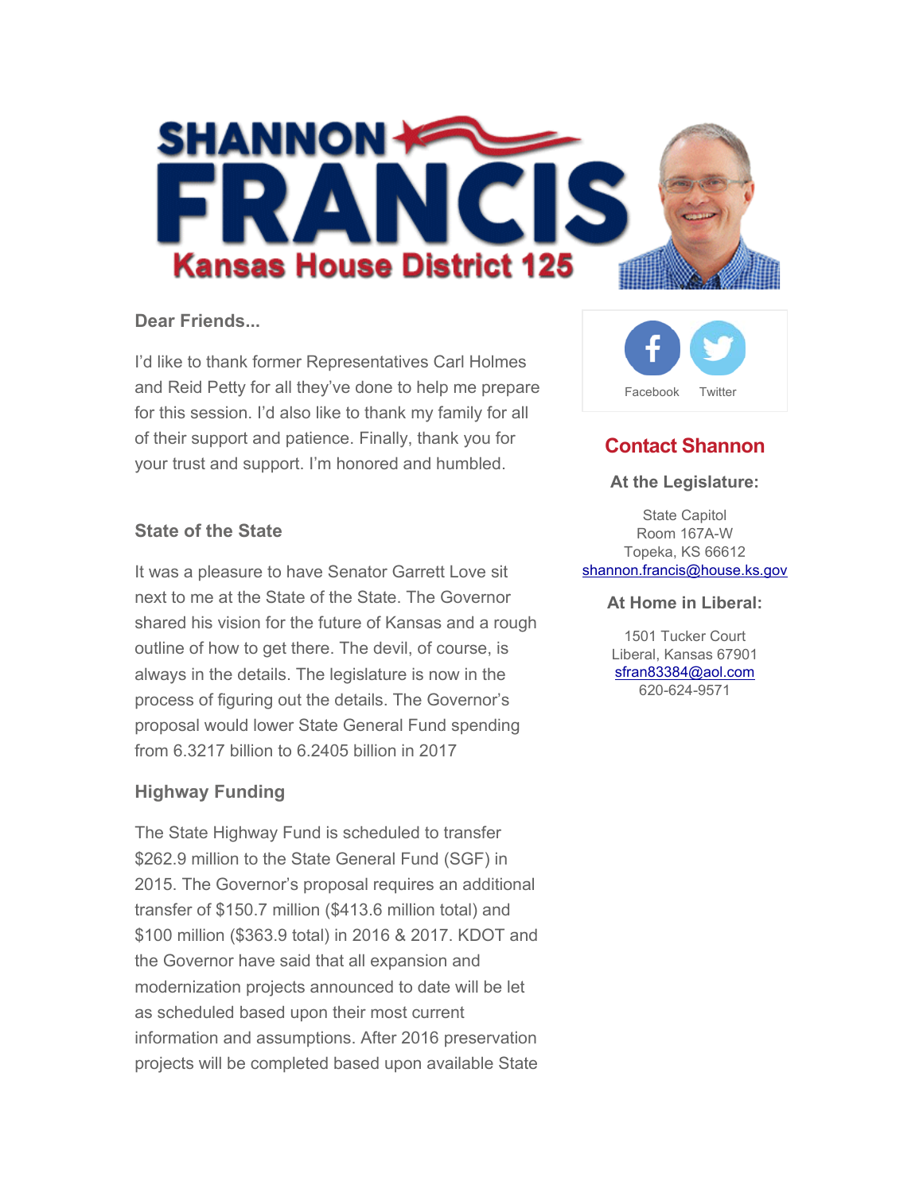# SHANNON FRANCIS

## Kansas House District 125

**Dear Friends...**

I'd like to thank former Representatives Carl Holmes and Reid Petty for all they've done to help me prepare for this session. I'd also like to thank my family for all of their support and patience. Finally, thank you for your trust and support. I'm honored and humbled.

### State of the State

It was a pleasure to have Senator Garrett Love sit next to me at the State of the State. The Governor shared his vision for the future of Kansas and a rough outline of how to get there. The devil, of course, is always in the details. The legislature is now in the process of figuring out the details. The Governor's proposal would lower State General Fund spending from 6.3217 billion to 6.2405 billion in 2017

### Highway Funding

The State Highway Fund is scheduled to transfer $262.9 million to the State General Fund (SGF) in 2015. The Governor's proposal requires an additional transfer of $150.7 million ($413.6 million total) and $100 million ($363.9 total) in 2016 & 2017. KDOT and the Governor have said that all expansion and modernization projects announced to date will be let as scheduled based upon their most current information and assumptions. After 2016 preservation projects will be completed based upon available State

Facebook Twitter

## Contact Shannon

**At the Legislature:**

State Capitol
Room 167A-W
Topeka, KS 66612
shannon.francis@house.ks.gov

**At Home in Liberal:**

1501 Tucker Court
Liberal, Kansas 67901
sfran83384@aol.com
620-624-9571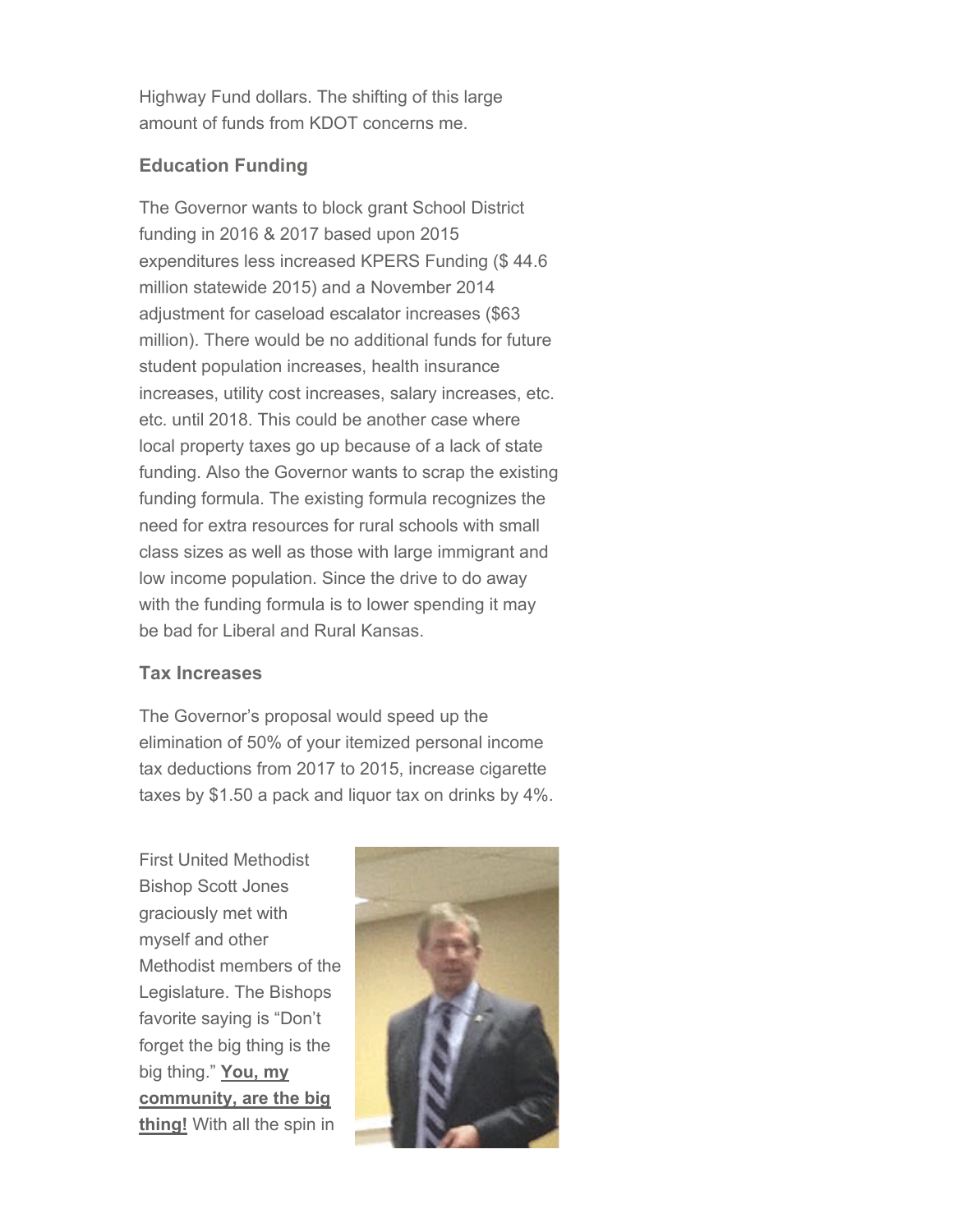Highway Fund dollars. The shifting of this large amount of funds from KDOT concerns me.

### Education Funding

The Governor wants to block grant School District funding in 2016 & 2017 based upon 2015 expenditures less increased KPERS Funding ($ 44.6 million statewide 2015) and a November 2014 adjustment for caseload escalator increases ($63 million). There would be no additional funds for future student population increases, health insurance increases, utility cost increases, salary increases, etc. etc. until 2018. This could be another case where local property taxes go up because of a lack of state funding. Also the Governor wants to scrap the existing funding formula. The existing formula recognizes the need for extra resources for rural schools with small class sizes as well as those with large immigrant and low income population. Since the drive to do away with the funding formula is to lower spending it may be bad for Liberal and Rural Kansas.

### Tax Increases

The Governor's proposal would speed up the elimination of 50% of your itemized personal income tax deductions from 2017 to 2015, increase cigarette taxes by $1.50 a pack and liquor tax on drinks by 4%.

First United Methodist Bishop Scott Jones graciously met with myself and other Methodist members of the Legislature. The Bishops favorite saying is "Don't forget the big thing is the big thing." **You, my community, are the big thing!** With all the spin in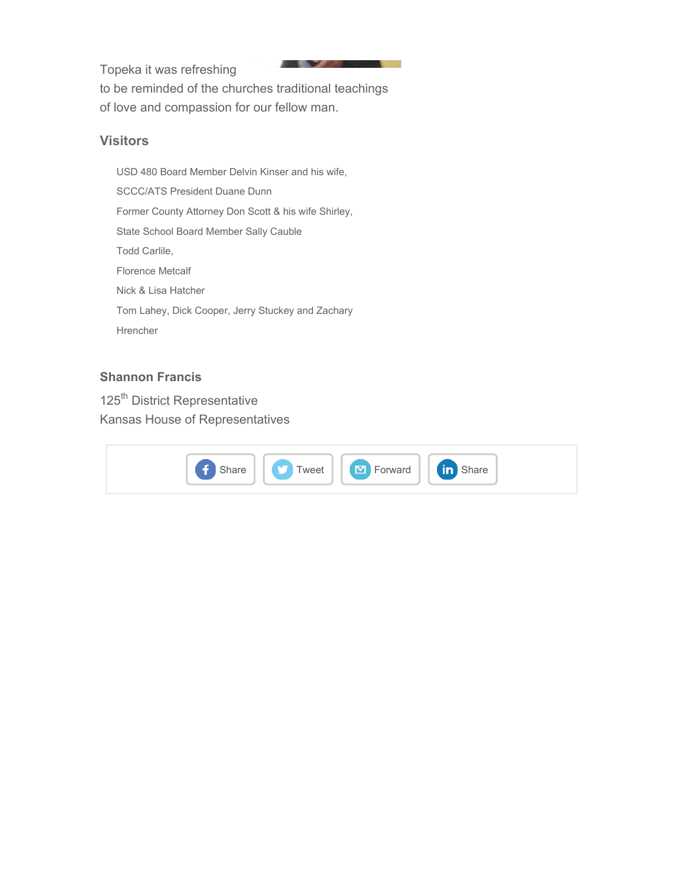Topeka it was refreshing to be reminded of the churches traditional teachings of love and compassion for our fellow man.

### Visitors

USD 480 Board Member Delvin Kinser and his wife,
SCCC/ATS President Duane Dunn
Former County Attorney Don Scott & his wife Shirley,
State School Board Member Sally Cauble
Todd Carlile,
Florence Metcalf
Nick & Lisa Hatcher
Tom Lahey, Dick Cooper, Jerry Stuckey and Zachary Hrencher

**Shannon Francis**
125th District Representative
Kansas House of Representatives

Share Tweet Forward Share